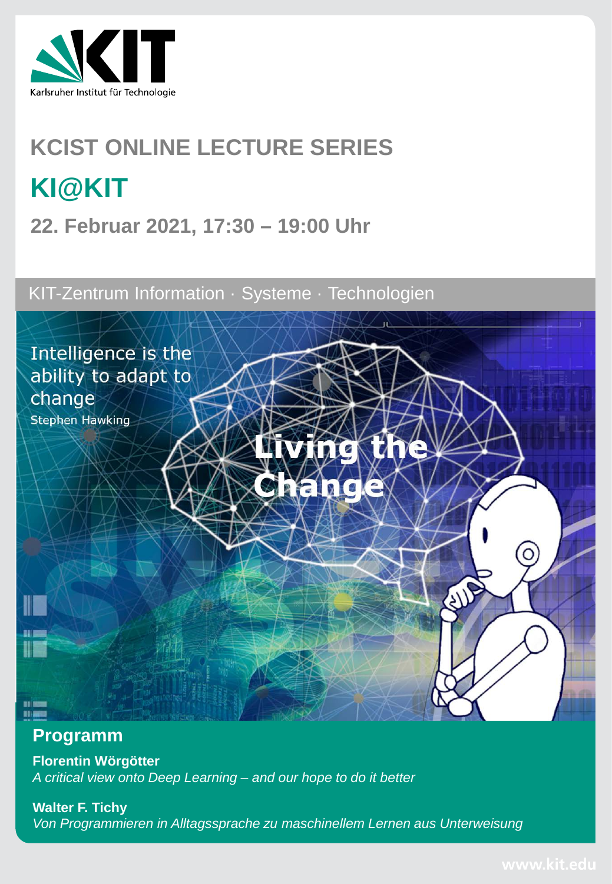Karlsruher Institut für Technologie

# KCIST ONLINE LECTURE SERIES

## KI@KIT

### 22. Februar 2021, 17:30 – 19:00 Uhr

KIT-Zentrum Information · Systeme · Technologien

Intelligence is the ability to adapt to change
Stephen Hawking

**Living the Change**

## Programm

**Florentin Wörgötter**
*A critical view onto Deep Learning – and our hope to do it better*

**Walter F. Tichy**
*Von Programmieren in Alltagssprache zu maschinellem Lernen aus Unterweisung*

www.kit.edu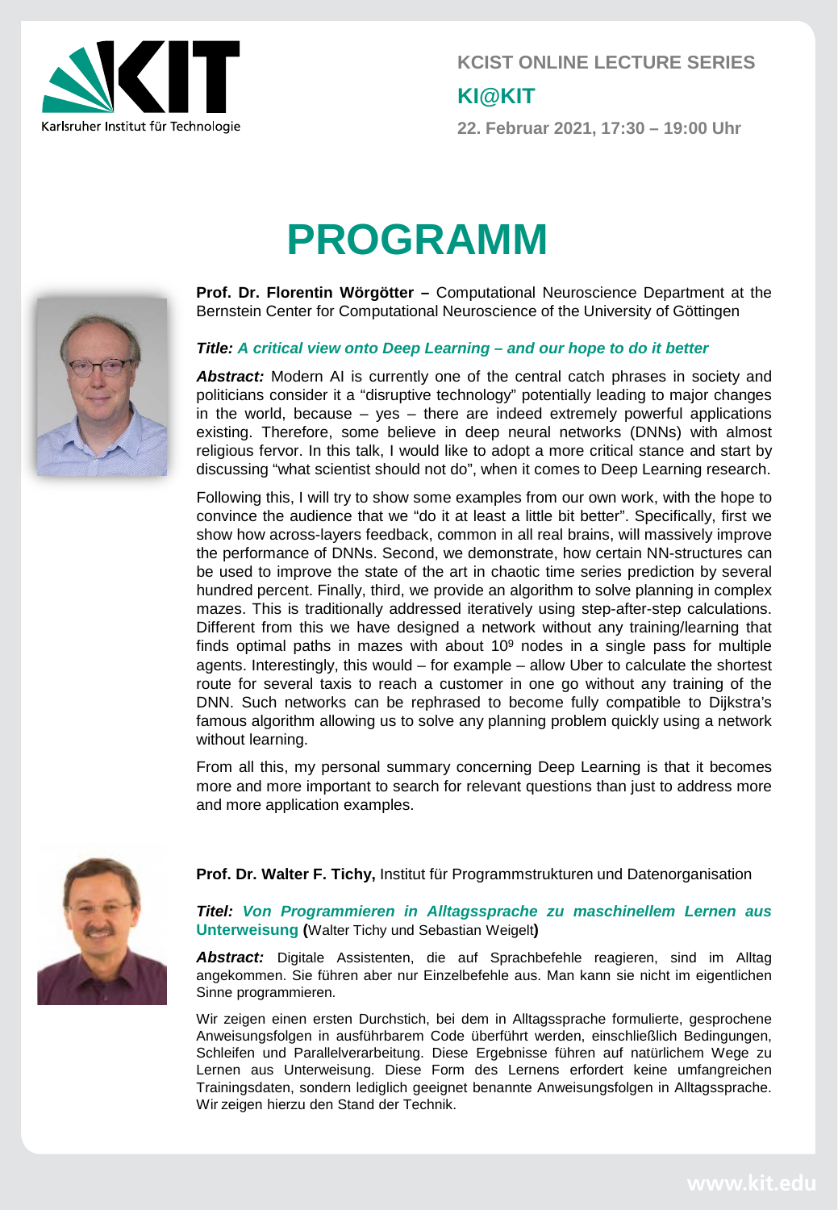KCIST ONLINE LECTURE SERIES

**KI@KIT**

**22. Februar 2021, 17:30 – 19:00 Uhr**

# PROGRAMM

**Prof. Dr. Florentin Wörgötter –** Computational Neuroscience Department at the Bernstein Center for Computational Neuroscience of the University of Göttingen

***Title: A critical view onto Deep Learning – and our hope to do it better***

***Abstract:*** Modern AI is currently one of the central catch phrases in society and politicians consider it a "disruptive technology" potentially leading to major changes in the world, because – yes – there are indeed extremely powerful applications existing. Therefore, some believe in deep neural networks (DNNs) with almost religious fervor. In this talk, I would like to adopt a more critical stance and start by discussing "what scientist should not do", when it comes to Deep Learning research.

Following this, I will try to show some examples from our own work, with the hope to convince the audience that we "do it at least a little bit better". Specifically, first we show how across-layers feedback, common in all real brains, will massively improve the performance of DNNs. Second, we demonstrate, how certain NN-structures can be used to improve the state of the art in chaotic time series prediction by several hundred percent. Finally, third, we provide an algorithm to solve planning in complex mazes. This is traditionally addressed iteratively using step-after-step calculations. Different from this we have designed a network without any training/learning that finds optimal paths in mazes with about $10^9$ nodes in a single pass for multiple agents. Interestingly, this would – for example – allow Uber to calculate the shortest route for several taxis to reach a customer in one go without any training of the DNN. Such networks can be rephrased to become fully compatible to Dijkstra's famous algorithm allowing us to solve any planning problem quickly using a network without learning.

From all this, my personal summary concerning Deep Learning is that it becomes more and more important to search for relevant questions than just to address more and more application examples.

**Prof. Dr. Walter F. Tichy,** Institut für Programmstrukturen und Datenorganisation

***Titel: Von Programmieren in Alltagssprache zu maschinellem Lernen aus Unterweisung*** **(**Walter Tichy und Sebastian Weigelt**)**

***Abstract:*** Digitale Assistenten, die auf Sprachbefehle reagieren, sind im Alltag angekommen. Sie führen aber nur Einzelbefehle aus. Man kann sie nicht im eigentlichen Sinne programmieren.

Wir zeigen einen ersten Durchstich, bei dem in Alltagssprache formulierte, gesprochene Anweisungsfolgen in ausführbarem Code überführt werden, einschließlich Bedingungen, Schleifen und Parallelverarbeitung. Diese Ergebnisse führen auf natürlichem Wege zu Lernen aus Unterweisung. Diese Form des Lernens erfordert keine umfangreichen Trainingsdaten, sondern lediglich geeignet benannte Anweisungsfolgen in Alltagssprache. Wir zeigen hierzu den Stand der Technik.